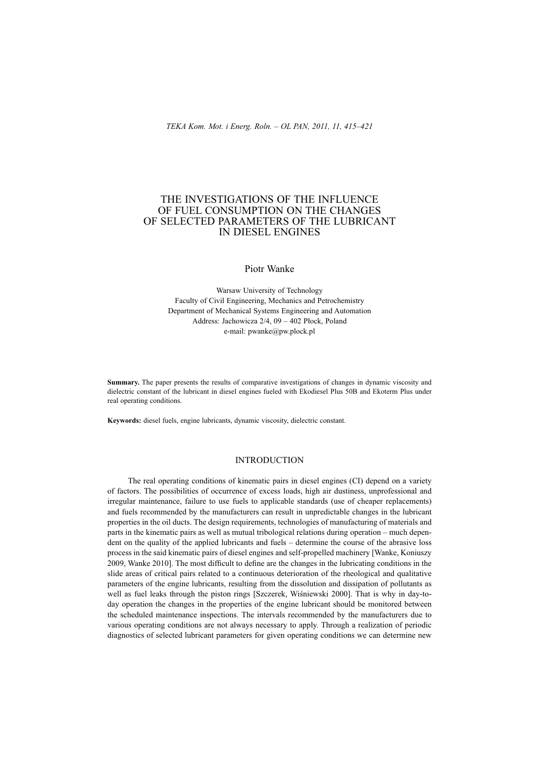# THE INVESTIGATIONS OF THE INFLUENCE OF FUEL CONSUMPTION ON THE CHANGES OF SELECTED PARAMETERS OF THE LUBRICANT IN DIESEL ENGINES

Piotr Wanke

Warsaw University of Technology
Faculty of Civil Engineering, Mechanics and Petrochemistry
Department of Mechanical Systems Engineering and Automation
Address: Jachowicza 2/4, 09 – 402 Płock, Poland
e-mail: pwanke@pw.plock.pl

**Summary.** The paper presents the results of comparative investigations of changes in dynamic viscosity and dielectric constant of the lubricant in diesel engines fueled with Ekodiesel Plus 50B and Ekoterm Plus under real operating conditions.

**Keywords:** diesel fuels, engine lubricants, dynamic viscosity, dielectric constant.

## INTRODUCTION

The real operating conditions of kinematic pairs in diesel engines (CI) depend on a variety of factors. The possibilities of occurrence of excess loads, high air dustiness, unprofessional and irregular maintenance, failure to use fuels to applicable standards (use of cheaper replacements) and fuels recommended by the manufacturers can result in unpredictable changes in the lubricant properties in the oil ducts. The design requirements, technologies of manufacturing of materials and parts in the kinematic pairs as well as mutual tribological relations during operation – much dependent on the quality of the applied lubricants and fuels – determine the course of the abrasive loss process in the said kinematic pairs of diesel engines and self-propelled machinery [Wanke, Koniuszy 2009, Wanke 2010]. The most difficult to define are the changes in the lubricating conditions in the slide areas of critical pairs related to a continuous deterioration of the rheological and qualitative parameters of the engine lubricants, resulting from the dissolution and dissipation of pollutants as well as fuel leaks through the piston rings [Szczerek, Wiśniewski 2000]. That is why in day-to-day operation the changes in the properties of the engine lubricant should be monitored between the scheduled maintenance inspections. The intervals recommended by the manufacturers due to various operating conditions are not always necessary to apply. Through a realization of periodic diagnostics of selected lubricant parameters for given operating conditions we can determine new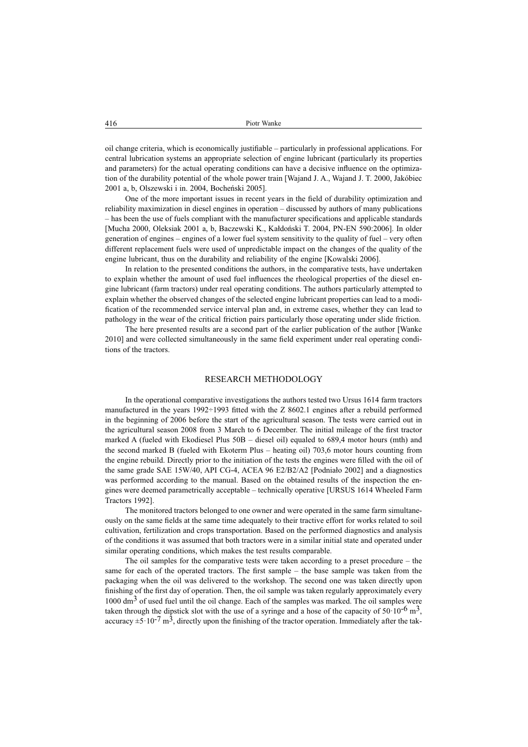oil change criteria, which is economically justifiable – particularly in professional applications. For central lubrication systems an appropriate selection of engine lubricant (particularly its properties and parameters) for the actual operating conditions can have a decisive influence on the optimization of the durability potential of the whole power train [Wajand J. A., Wajand J. T. 2000, Jakóbiec 2001 a, b, Olszewski i in. 2004, Bocheński 2005].

One of the more important issues in recent years in the field of durability optimization and reliability maximization in diesel engines in operation – discussed by authors of many publications – has been the use of fuels compliant with the manufacturer specifications and applicable standards [Mucha 2000, Oleksiak 2001 a, b, Baczewski K., Kałdoński T. 2004, PN-EN 590:2006]. In older generation of engines – engines of a lower fuel system sensitivity to the quality of fuel – very often different replacement fuels were used of unpredictable impact on the changes of the quality of the engine lubricant, thus on the durability and reliability of the engine [Kowalski 2006].

In relation to the presented conditions the authors, in the comparative tests, have undertaken to explain whether the amount of used fuel influences the rheological properties of the diesel engine lubricant (farm tractors) under real operating conditions. The authors particularly attempted to explain whether the observed changes of the selected engine lubricant properties can lead to a modification of the recommended service interval plan and, in extreme cases, whether they can lead to pathology in the wear of the critical friction pairs particularly those operating under slide friction.

The here presented results are a second part of the earlier publication of the author [Wanke 2010] and were collected simultaneously in the same field experiment under real operating conditions of the tractors.

## RESEARCH METHODOLOGY

In the operational comparative investigations the authors tested two Ursus 1614 farm tractors manufactured in the years 1992÷1993 fitted with the Z 8602.1 engines after a rebuild performed in the beginning of 2006 before the start of the agricultural season. The tests were carried out in the agricultural season 2008 from 3 March to 6 December. The initial mileage of the first tractor marked A (fueled with Ekodiesel Plus 50B – diesel oil) equaled to 689,4 motor hours (mth) and the second marked B (fueled with Ekoterm Plus – heating oil) 703,6 motor hours counting from the engine rebuild. Directly prior to the initiation of the tests the engines were filled with the oil of the same grade SAE 15W/40, API CG-4, ACEA 96 E2/B2/A2 [Podniało 2002] and a diagnostics was performed according to the manual. Based on the obtained results of the inspection the engines were deemed parametrically acceptable – technically operative [URSUS 1614 Wheeled Farm Tractors 1992].

The monitored tractors belonged to one owner and were operated in the same farm simultaneously on the same fields at the same time adequately to their tractive effort for works related to soil cultivation, fertilization and crops transportation. Based on the performed diagnostics and analysis of the conditions it was assumed that both tractors were in a similar initial state and operated under similar operating conditions, which makes the test results comparable.

The oil samples for the comparative tests were taken according to a preset procedure – the same for each of the operated tractors. The first sample – the base sample was taken from the packaging when the oil was delivered to the workshop. The second one was taken directly upon finishing of the first day of operation. Then, the oil sample was taken regularly approximately every 1000 $dm^3$ of used fuel until the oil change. Each of the samples was marked. The oil samples were taken through the dipstick slot with the use of a syringe and a hose of the capacity of $50 \cdot 10^{-6}$ $m^3$, accuracy $\pm 5 \cdot 10^{-7}$ $m^3$, directly upon the finishing of the tractor operation. Immediately after the tak-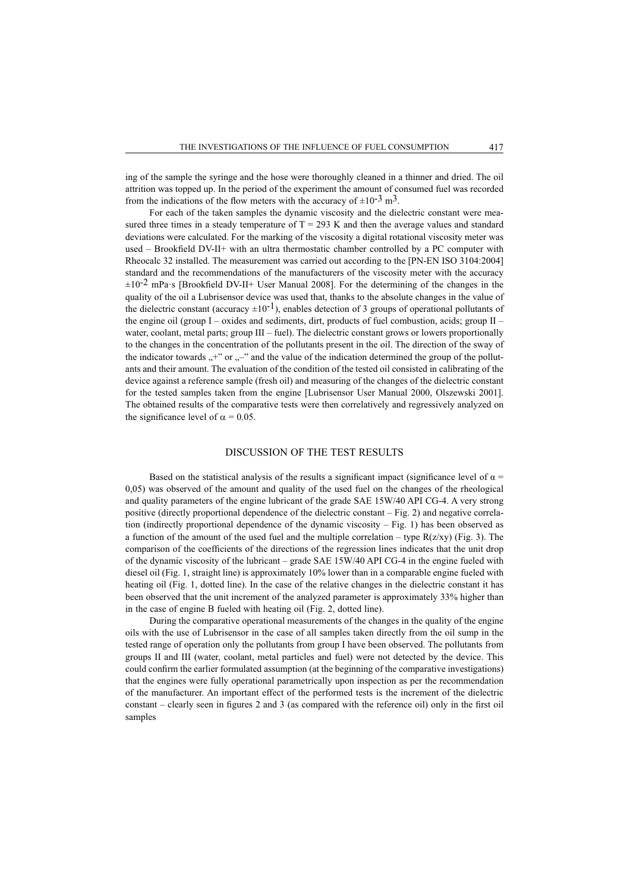ing of the sample the syringe and the hose were thoroughly cleaned in a thinner and dried. The oil attrition was topped up. In the period of the experiment the amount of consumed fuel was recorded from the indications of the flow meters with the accuracy of $\pm 10^{-3}$ $m^3$.

For each of the taken samples the dynamic viscosity and the dielectric constant were measured three times in a steady temperature of $T = 293$ K and then the average values and standard deviations were calculated. For the marking of the viscosity a digital rotational viscosity meter was used – Brookfield DV-II+ with an ultra thermostatic chamber controlled by a PC computer with Rheocalc 32 installed. The measurement was carried out according to the [PN-EN ISO 3104:2004] standard and the recommendations of the manufacturers of the viscosity meter with the accuracy $\pm 10^{-2}$ mPa·s [Brookfield DV-II+ User Manual 2008]. For the determining of the changes in the quality of the oil a Lubrisensor device was used that, thanks to the absolute changes in the value of the dielectric constant (accuracy $\pm 10^{-1}$), enables detection of 3 groups of operational pollutants of the engine oil (group I – oxides and sediments, dirt, products of fuel combustion, acids; group II – water, coolant, metal parts; group III – fuel). The dielectric constant grows or lowers proportionally to the changes in the concentration of the pollutants present in the oil. The direction of the sway of the indicator towards „+" or „–" and the value of the indication determined the group of the pollutants and their amount. The evaluation of the condition of the tested oil consisted in calibrating of the device against a reference sample (fresh oil) and measuring of the changes of the dielectric constant for the tested samples taken from the engine [Lubrisensor User Manual 2000, Olszewski 2001]. The obtained results of the comparative tests were then correlatively and regressively analyzed on the significance level of $\alpha = 0.05$.

## DISCUSSION OF THE TEST RESULTS

Based on the statistical analysis of the results a significant impact (significance level of $\alpha$ = 0,05) was observed of the amount and quality of the used fuel on the changes of the rheological and quality parameters of the engine lubricant of the grade SAE 15W/40 API CG-4. A very strong positive (directly proportional dependence of the dielectric constant – Fig. 2) and negative correlation (indirectly proportional dependence of the dynamic viscosity – Fig. 1) has been observed as a function of the amount of the used fuel and the multiple correlation – type $R(z/xy)$ (Fig. 3). The comparison of the coefficients of the directions of the regression lines indicates that the unit drop of the dynamic viscosity of the lubricant – grade SAE 15W/40 API CG-4 in the engine fueled with diesel oil (Fig. 1, straight line) is approximately 10% lower than in a comparable engine fueled with heating oil (Fig. 1, dotted line). In the case of the relative changes in the dielectric constant it has been observed that the unit increment of the analyzed parameter is approximately 33% higher than in the case of engine B fueled with heating oil (Fig. 2, dotted line).

During the comparative operational measurements of the changes in the quality of the engine oils with the use of Lubrisensor in the case of all samples taken directly from the oil sump in the tested range of operation only the pollutants from group I have been observed. The pollutants from groups II and III (water, coolant, metal particles and fuel) were not detected by the device. This could confirm the earlier formulated assumption (at the beginning of the comparative investigations) that the engines were fully operational parametrically upon inspection as per the recommendation of the manufacturer. An important effect of the performed tests is the increment of the dielectric constant – clearly seen in figures 2 and 3 (as compared with the reference oil) only in the first oil samples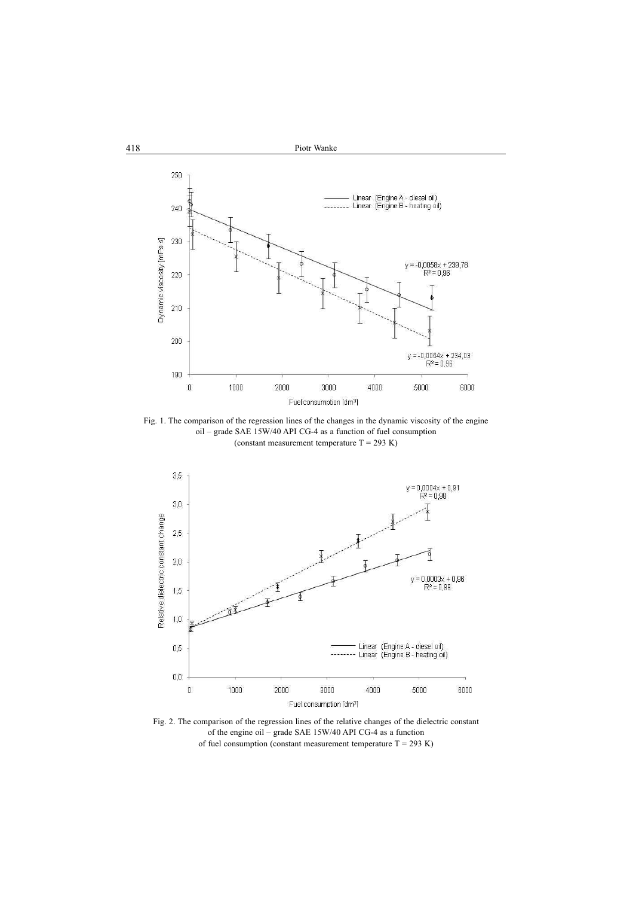Fig. 1. The comparison of the regression lines of the changes in the dynamic viscosity of the engine oil – grade SAE 15W/40 API CG-4 as a function of fuel consumption (constant measurement temperature T = 293 K)

Fig. 2. The comparison of the regression lines of the relative changes of the dielectric constant of the engine oil – grade SAE 15W/40 API CG-4 as a function of fuel consumption (constant measurement temperature T = 293 K)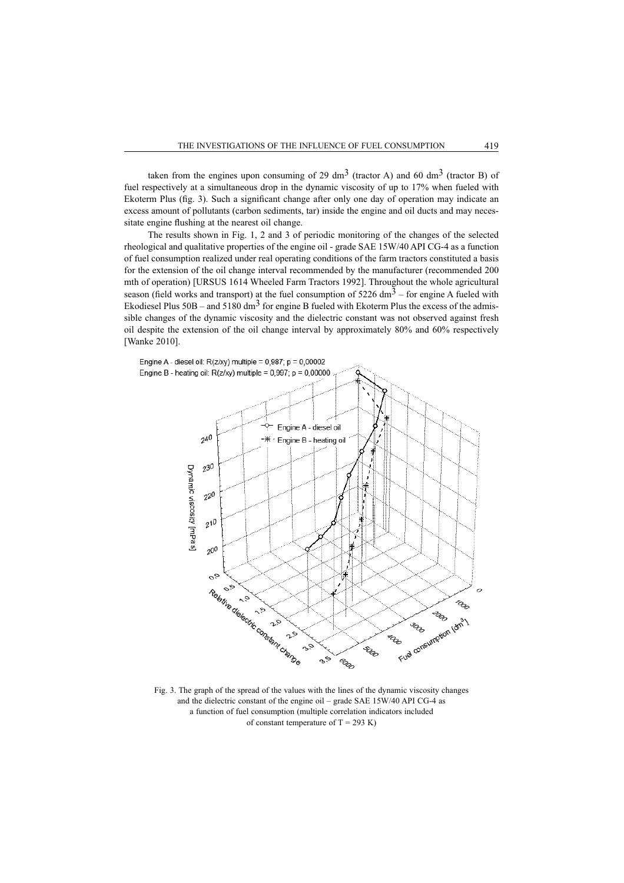taken from the engines upon consuming of 29 $dm^3$ (tractor A) and 60 $dm^3$ (tractor B) of fuel respectively at a simultaneous drop in the dynamic viscosity of up to 17% when fueled with Ekoterm Plus (fig. 3). Such a significant change after only one day of operation may indicate an excess amount of pollutants (carbon sediments, tar) inside the engine and oil ducts and may necessitate engine flushing at the nearest oil change.

The results shown in Fig. 1, 2 and 3 of periodic monitoring of the changes of the selected rheological and qualitative properties of the engine oil - grade SAE 15W/40 API CG-4 as a function of fuel consumption realized under real operating conditions of the farm tractors constituted a basis for the extension of the oil change interval recommended by the manufacturer (recommended 200 mth of operation) [URSUS 1614 Wheeled Farm Tractors 1992]. Throughout the whole agricultural season (field works and transport) at the fuel consumption of 5226 $dm^3$ – for engine A fueled with Ekodiesel Plus 50B – and 5180 $dm^3$ for engine B fueled with Ekoterm Plus the excess of the admissible changes of the dynamic viscosity and the dielectric constant was not observed against fresh oil despite the extension of the oil change interval by approximately 80% and 60% respectively [Wanke 2010].

Fig. 3. The graph of the spread of the values with the lines of the dynamic viscosity changes and the dielectric constant of the engine oil – grade SAE 15W/40 API CG-4 as a function of fuel consumption (multiple correlation indicators included of constant temperature of T = 293 K)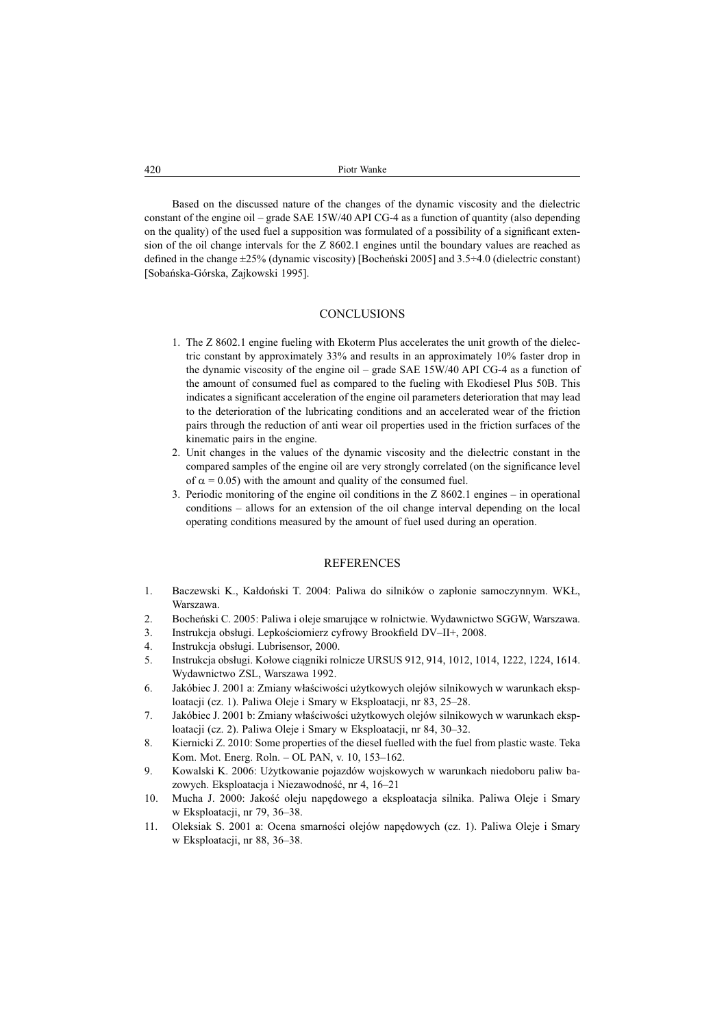Based on the discussed nature of the changes of the dynamic viscosity and the dielectric constant of the engine oil – grade SAE 15W/40 API CG-4 as a function of quantity (also depending on the quality) of the used fuel a supposition was formulated of a possibility of a significant extension of the oil change intervals for the Z 8602.1 engines until the boundary values are reached as defined in the change ±25% (dynamic viscosity) [Bocheński 2005] and 3.5÷4.0 (dielectric constant) [Sobańska-Górska, Zajkowski 1995].

## CONCLUSIONS

1. The Z 8602.1 engine fueling with Ekoterm Plus accelerates the unit growth of the dielectric constant by approximately 33% and results in an approximately 10% faster drop in the dynamic viscosity of the engine oil – grade SAE 15W/40 API CG-4 as a function of the amount of consumed fuel as compared to the fueling with Ekodiesel Plus 50B. This indicates a significant acceleration of the engine oil parameters deterioration that may lead to the deterioration of the lubricating conditions and an accelerated wear of the friction pairs through the reduction of anti wear oil properties used in the friction surfaces of the kinematic pairs in the engine.
2. Unit changes in the values of the dynamic viscosity and the dielectric constant in the compared samples of the engine oil are very strongly correlated (on the significance level of $\alpha = 0.05$) with the amount and quality of the consumed fuel.
3. Periodic monitoring of the engine oil conditions in the Z 8602.1 engines – in operational conditions – allows for an extension of the oil change interval depending on the local operating conditions measured by the amount of fuel used during an operation.

## REFERENCES

1. Baczewski K., Kałdoński T. 2004: Paliwa do silników o zapłonie samoczynnym. WKŁ, Warszawa.
2. Bocheński C. 2005: Paliwa i oleje smarujące w rolnictwie. Wydawnictwo SGGW, Warszawa.
3. Instrukcja obsługi. Lepkościomierz cyfrowy Brookfield DV–II+, 2008.
4. Instrukcja obsługi. Lubrisensor, 2000.
5. Instrukcja obsługi. Kołowe ciągniki rolnicze URSUS 912, 914, 1012, 1014, 1222, 1224, 1614. Wydawnictwo ZSL, Warszawa 1992.
6. Jakóbiec J. 2001 a: Zmiany właściwości użytkowych olejów silnikowych w warunkach eksploatacji (cz. 1). Paliwa Oleje i Smary w Eksploatacji, nr 83, 25–28.
7. Jakóbiec J. 2001 b: Zmiany właściwości użytkowych olejów silnikowych w warunkach eksploatacji (cz. 2). Paliwa Oleje i Smary w Eksploatacji, nr 84, 30–32.
8. Kiernicki Z. 2010: Some properties of the diesel fuelled with the fuel from plastic waste. Teka Kom. Mot. Energ. Roln. – OL PAN, v. 10, 153–162.
9. Kowalski K. 2006: Użytkowanie pojazdów wojskowych w warunkach niedoboru paliw bazowych. Eksploatacja i Niezawodność, nr 4, 16–21
10. Mucha J. 2000: Jakość oleju napędowego a eksploatacja silnika. Paliwa Oleje i Smary w Eksploatacji, nr 79, 36–38.
11. Oleksiak S. 2001 a: Ocena smarności olejów napędowych (cz. 1). Paliwa Oleje i Smary w Eksploatacji, nr 88, 36–38.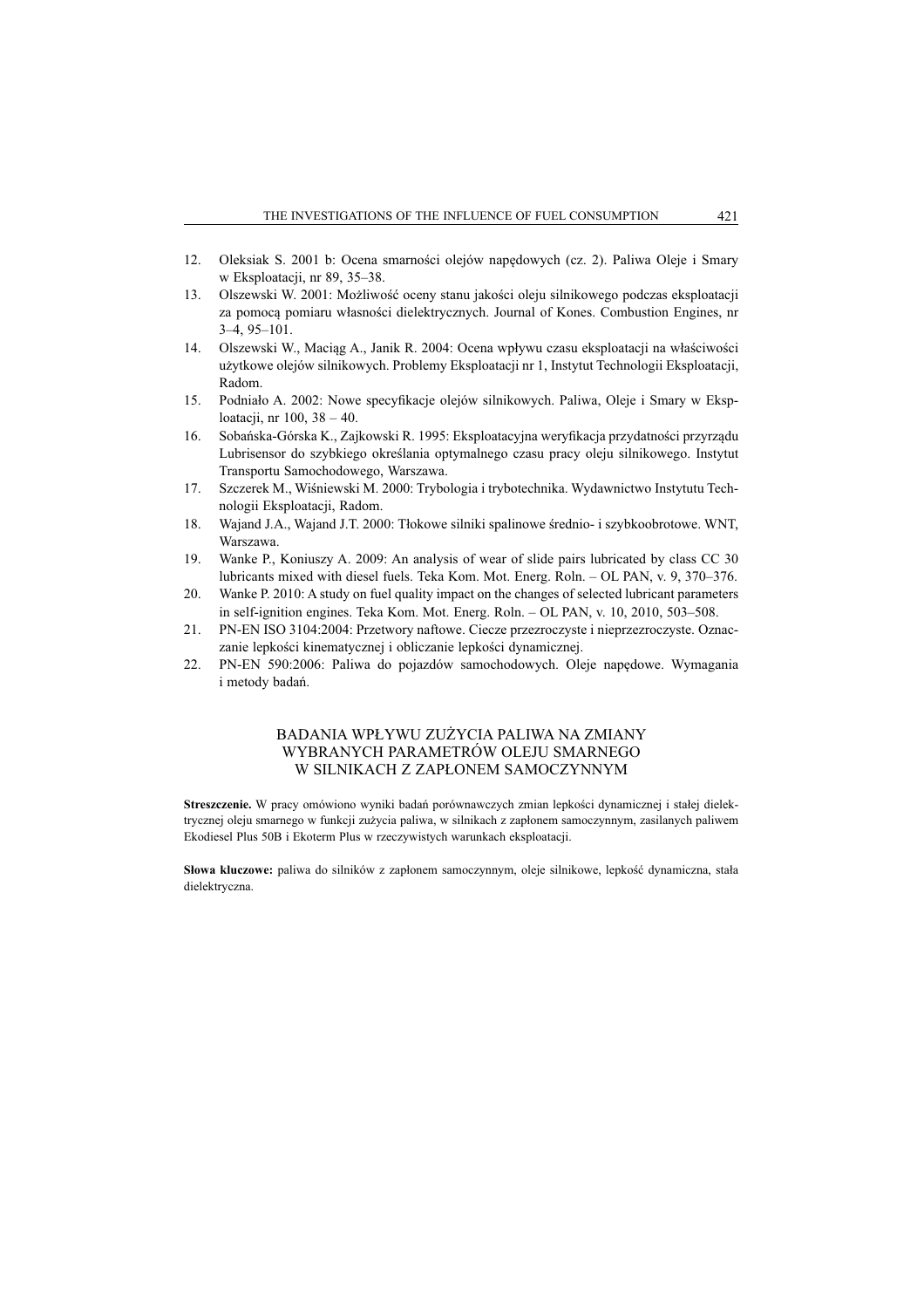12. Oleksiak S. 2001 b: Ocena smarności olejów napędowych (cz. 2). Paliwa Oleje i Smary w Eksploatacji, nr 89, 35–38.
13. Olszewski W. 2001: Możliwość oceny stanu jakości oleju silnikowego podczas eksploatacji za pomocą pomiaru własności dielektrycznych. Journal of Kones. Combustion Engines, nr 3–4, 95–101.
14. Olszewski W., Maciąg A., Janik R. 2004: Ocena wpływu czasu eksploatacji na właściwości użytkowe olejów silnikowych. Problemy Eksploatacji nr 1, Instytut Technologii Eksploatacji, Radom.
15. Podniało A. 2002: Nowe specyfikacje olejów silnikowych. Paliwa, Oleje i Smary w Eksploatacji, nr 100, 38 – 40.
16. Sobańska-Górska K., Zajkowski R. 1995: Eksploatacyjna weryfikacja przydatności przyrządu Lubrisensor do szybkiego określania optymalnego czasu pracy oleju silnikowego. Instytut Transportu Samochodowego, Warszawa.
17. Szczerek M., Wiśniewski M. 2000: Trybologia i trybotechnika. Wydawnictwo Instytutu Technologii Eksploatacji, Radom.
18. Wajand J.A., Wajand J.T. 2000: Tłokowe silniki spalinowe średnio- i szybkoobrotowe. WNT, Warszawa.
19. Wanke P., Koniuszy A. 2009: An analysis of wear of slide pairs lubricated by class CC 30 lubricants mixed with diesel fuels. Teka Kom. Mot. Energ. Roln. – OL PAN, v. 9, 370–376.
20. Wanke P. 2010: A study on fuel quality impact on the changes of selected lubricant parameters in self-ignition engines. Teka Kom. Mot. Energ. Roln. – OL PAN, v. 10, 2010, 503–508.
21. PN-EN ISO 3104:2004: Przetwory naftowe. Ciecze przezroczyste i nieprzezroczyste. Oznaczanie lepkości kinematycznej i obliczanie lepkości dynamicznej.
22. PN-EN 590:2006: Paliwa do pojazdów samochodowych. Oleje napędowe. Wymagania i metody badań.

## BADANIA WPŁYWU ZUŻYCIA PALIWA NA ZMIANY WYBRANYCH PARAMETRÓW OLEJU SMARNEGO W SILNIKACH Z ZAPŁONEM SAMOCZYNNYM

**Streszczenie.** W pracy omówiono wyniki badań porównawczych zmian lepkości dynamicznej i stałej dielektrycznej oleju smarnego w funkcji zużycia paliwa, w silnikach z zapłonem samoczynnym, zasilanych paliwem Ekodiesel Plus 50B i Ekoterm Plus w rzeczywistych warunkach eksploatacji.

**Słowa kluczowe:** paliwa do silników z zapłonem samoczynnym, oleje silnikowe, lepkość dynamiczna, stała dielektryczna.